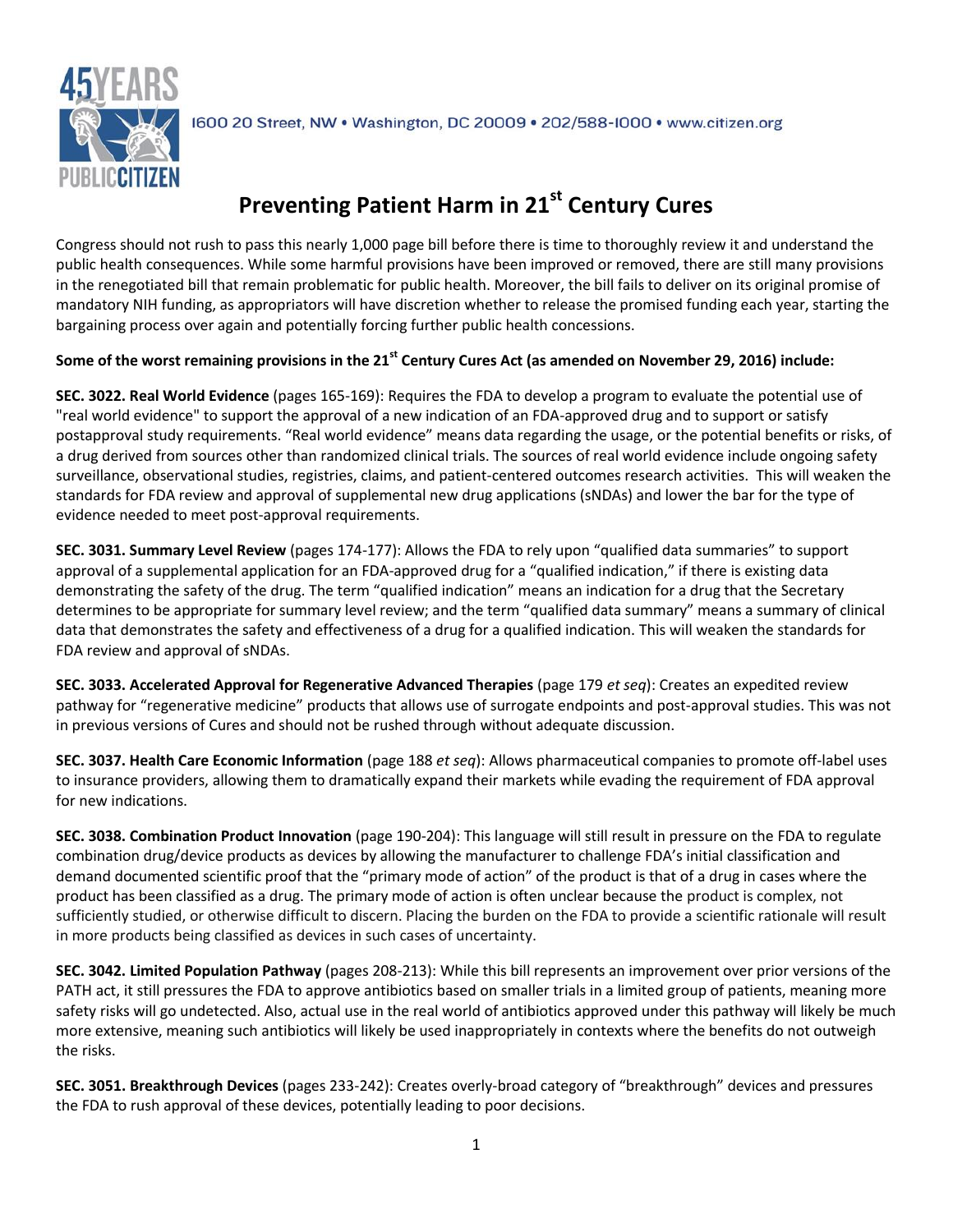1600 20 Street, NW • Washington, DC 20009 • 202/588-1000 • www.citizen.org

# Preventing Patient Harm in 21st Century Cures

Congress should not rush to pass this nearly 1,000 page bill before there is time to thoroughly review it and understand the public health consequences. While some harmful provisions have been improved or removed, there are still many provisions in the renegotiated bill that remain problematic for public health. Moreover, the bill fails to deliver on its original promise of mandatory NIH funding, as appropriators will have discretion whether to release the promised funding each year, starting the bargaining process over again and potentially forcing further public health concessions.

**Some of the worst remaining provisions in the 21st Century Cures Act (as amended on November 29, 2016) include:**

**SEC. 3022. Real World Evidence** (pages 165-169): Requires the FDA to develop a program to evaluate the potential use of "real world evidence" to support the approval of a new indication of an FDA-approved drug and to support or satisfy postapproval study requirements. "Real world evidence" means data regarding the usage, or the potential benefits or risks, of a drug derived from sources other than randomized clinical trials. The sources of real world evidence include ongoing safety surveillance, observational studies, registries, claims, and patient-centered outcomes research activities. This will weaken the standards for FDA review and approval of supplemental new drug applications (sNDAs) and lower the bar for the type of evidence needed to meet post-approval requirements.

**SEC. 3031. Summary Level Review** (pages 174-177): Allows the FDA to rely upon "qualified data summaries" to support approval of a supplemental application for an FDA-approved drug for a "qualified indication," if there is existing data demonstrating the safety of the drug. The term "qualified indication" means an indication for a drug that the Secretary determines to be appropriate for summary level review; and the term "qualified data summary" means a summary of clinical data that demonstrates the safety and effectiveness of a drug for a qualified indication. This will weaken the standards for FDA review and approval of sNDAs.

**SEC. 3033. Accelerated Approval for Regenerative Advanced Therapies** (page 179 *et seq*): Creates an expedited review pathway for "regenerative medicine" products that allows use of surrogate endpoints and post-approval studies. This was not in previous versions of Cures and should not be rushed through without adequate discussion.

**SEC. 3037. Health Care Economic Information** (page 188 *et seq*): Allows pharmaceutical companies to promote off-label uses to insurance providers, allowing them to dramatically expand their markets while evading the requirement of FDA approval for new indications.

**SEC. 3038. Combination Product Innovation** (page 190-204): This language will still result in pressure on the FDA to regulate combination drug/device products as devices by allowing the manufacturer to challenge FDA's initial classification and demand documented scientific proof that the "primary mode of action" of the product is that of a drug in cases where the product has been classified as a drug. The primary mode of action is often unclear because the product is complex, not sufficiently studied, or otherwise difficult to discern. Placing the burden on the FDA to provide a scientific rationale will result in more products being classified as devices in such cases of uncertainty.

**SEC. 3042. Limited Population Pathway** (pages 208-213): While this bill represents an improvement over prior versions of the PATH act, it still pressures the FDA to approve antibiotics based on smaller trials in a limited group of patients, meaning more safety risks will go undetected. Also, actual use in the real world of antibiotics approved under this pathway will likely be much more extensive, meaning such antibiotics will likely be used inappropriately in contexts where the benefits do not outweigh the risks.

**SEC. 3051. Breakthrough Devices** (pages 233-242): Creates overly-broad category of "breakthrough" devices and pressures the FDA to rush approval of these devices, potentially leading to poor decisions.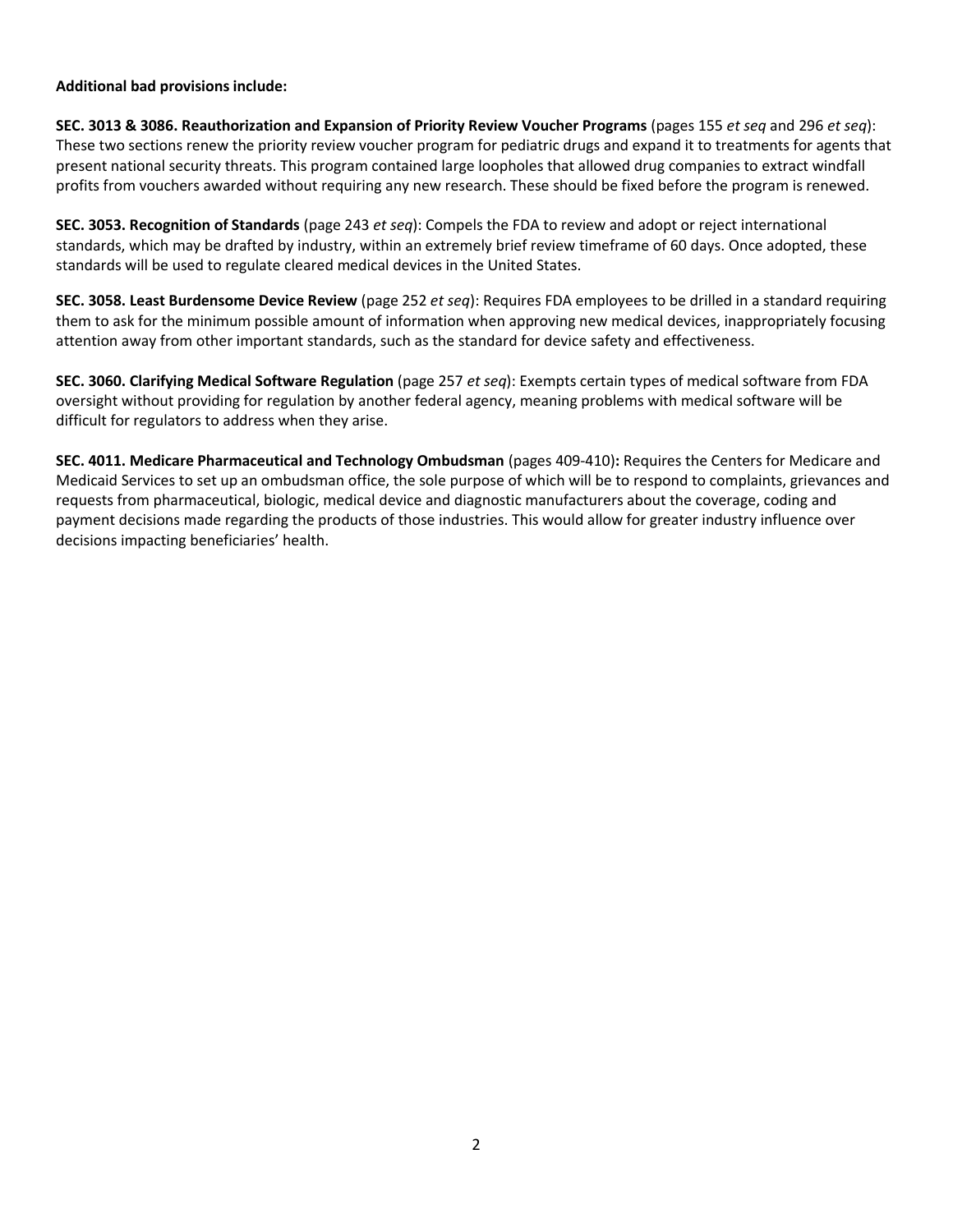**Additional bad provisions include:**

**SEC. 3013 & 3086. Reauthorization and Expansion of Priority Review Voucher Programs** (pages 155 *et seq* and 296 *et seq*): These two sections renew the priority review voucher program for pediatric drugs and expand it to treatments for agents that present national security threats. This program contained large loopholes that allowed drug companies to extract windfall profits from vouchers awarded without requiring any new research. These should be fixed before the program is renewed.

**SEC. 3053. Recognition of Standards** (page 243 *et seq*): Compels the FDA to review and adopt or reject international standards, which may be drafted by industry, within an extremely brief review timeframe of 60 days. Once adopted, these standards will be used to regulate cleared medical devices in the United States.

**SEC. 3058. Least Burdensome Device Review** (page 252 *et seq*): Requires FDA employees to be drilled in a standard requiring them to ask for the minimum possible amount of information when approving new medical devices, inappropriately focusing attention away from other important standards, such as the standard for device safety and effectiveness.

**SEC. 3060. Clarifying Medical Software Regulation** (page 257 *et seq*): Exempts certain types of medical software from FDA oversight without providing for regulation by another federal agency, meaning problems with medical software will be difficult for regulators to address when they arise.

**SEC. 4011. Medicare Pharmaceutical and Technology Ombudsman** (pages 409-410)**:** Requires the Centers for Medicare and Medicaid Services to set up an ombudsman office, the sole purpose of which will be to respond to complaints, grievances and requests from pharmaceutical, biologic, medical device and diagnostic manufacturers about the coverage, coding and payment decisions made regarding the products of those industries. This would allow for greater industry influence over decisions impacting beneficiaries' health.